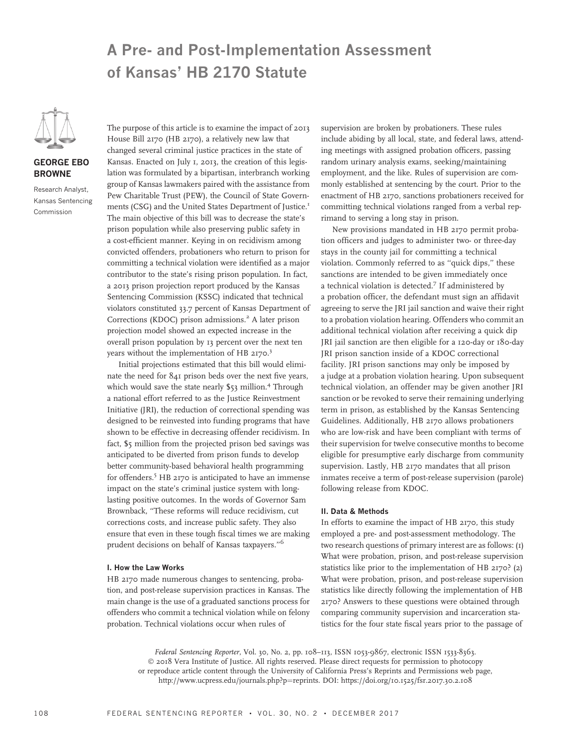# A Pre- and Post-Implementation Assessment of Kansas' HB 2170 Statute

**GEORGE EBO BROWNE**

Research Analyst, Kansas Sentencing Commission

The purpose of this article is to examine the impact of 2013 House Bill 2170 (HB 2170), a relatively new law that changed several criminal justice practices in the state of Kansas. Enacted on July 1, 2013, the creation of this legislation was formulated by a bipartisan, interbranch working group of Kansas lawmakers paired with the assistance from Pew Charitable Trust (PEW), the Council of State Governments (CSG) and the United States Department of Justice.[1] The main objective of this bill was to decrease the state's prison population while also preserving public safety in a cost-efficient manner. Keying in on recidivism among convicted offenders, probationers who return to prison for committing a technical violation were identified as a major contributor to the state's rising prison population. In fact, a 2013 prison projection report produced by the Kansas Sentencing Commission (KSSC) indicated that technical violators constituted 33.7 percent of Kansas Department of Corrections (KDOC) prison admissions.[2] A later prison projection model showed an expected increase in the overall prison population by 13 percent over the next ten years without the implementation of HB 2170.[3]

Initial projections estimated that this bill would eliminate the need for 841 prison beds over the next five years, which would save the state nearly $53 million.[4] Through a national effort referred to as the Justice Reinvestment Initiative (JRI), the reduction of correctional spending was designed to be reinvested into funding programs that have shown to be effective in decreasing offender recidivism. In fact, $5 million from the projected prison bed savings was anticipated to be diverted from prison funds to develop better community-based behavioral health programming for offenders.[5] HB 2170 is anticipated to have an immense impact on the state's criminal justice system with long-lasting positive outcomes. In the words of Governor Sam Brownback, "These reforms will reduce recidivism, cut corrections costs, and increase public safety. They also ensure that even in these tough fiscal times we are making prudent decisions on behalf of Kansas taxpayers."[6]

## I. How the Law Works

HB 2170 made numerous changes to sentencing, probation, and post-release supervision practices in Kansas. The main change is the use of a graduated sanctions process for offenders who commit a technical violation while on felony probation. Technical violations occur when rules of supervision are broken by probationers. These rules include abiding by all local, state, and federal laws, attending meetings with assigned probation officers, passing random urinary analysis exams, seeking/maintaining employment, and the like. Rules of supervision are commonly established at sentencing by the court. Prior to the enactment of HB 2170, sanctions probationers received for committing technical violations ranged from a verbal reprimand to serving a long stay in prison.

New provisions mandated in HB 2170 permit probation officers and judges to administer two- or three-day stays in the county jail for committing a technical violation. Commonly referred to as "quick dips," these sanctions are intended to be given immediately once a technical violation is detected.[7] If administered by a probation officer, the defendant must sign an affidavit agreeing to serve the JRI jail sanction and waive their right to a probation violation hearing. Offenders who commit an additional technical violation after receiving a quick dip JRI jail sanction are then eligible for a 120-day or 180-day JRI prison sanction inside of a KDOC correctional facility. JRI prison sanctions may only be imposed by a judge at a probation violation hearing. Upon subsequent technical violation, an offender may be given another JRI sanction or be revoked to serve their remaining underlying term in prison, as established by the Kansas Sentencing Guidelines. Additionally, HB 2170 allows probationers who are low-risk and have been compliant with terms of their supervision for twelve consecutive months to become eligible for presumptive early discharge from community supervision. Lastly, HB 2170 mandates that all prison inmates receive a term of post-release supervision (parole) following release from KDOC.

## II. Data & Methods

In efforts to examine the impact of HB 2170, this study employed a pre- and post-assessment methodology. The two research questions of primary interest are as follows: (1) What were probation, prison, and post-release supervision statistics like prior to the implementation of HB 2170? (2) What were probation, prison, and post-release supervision statistics like directly following the implementation of HB 2170? Answers to these questions were obtained through comparing community supervision and incarceration statistics for the four state fiscal years prior to the passage of

*Federal Sentencing Reporter*, Vol. 30, No. 2, pp. 108–113, ISSN 1053-9867, electronic ISSN 1533-8363. © 2018 Vera Institute of Justice. All rights reserved. Please direct requests for permission to photocopy or reproduce article content through the University of California Press's Reprints and Permissions web page, http://www.ucpress.edu/journals.php?p=reprints. DOI: https://doi.org/10.1525/fsr.2017.30.2.108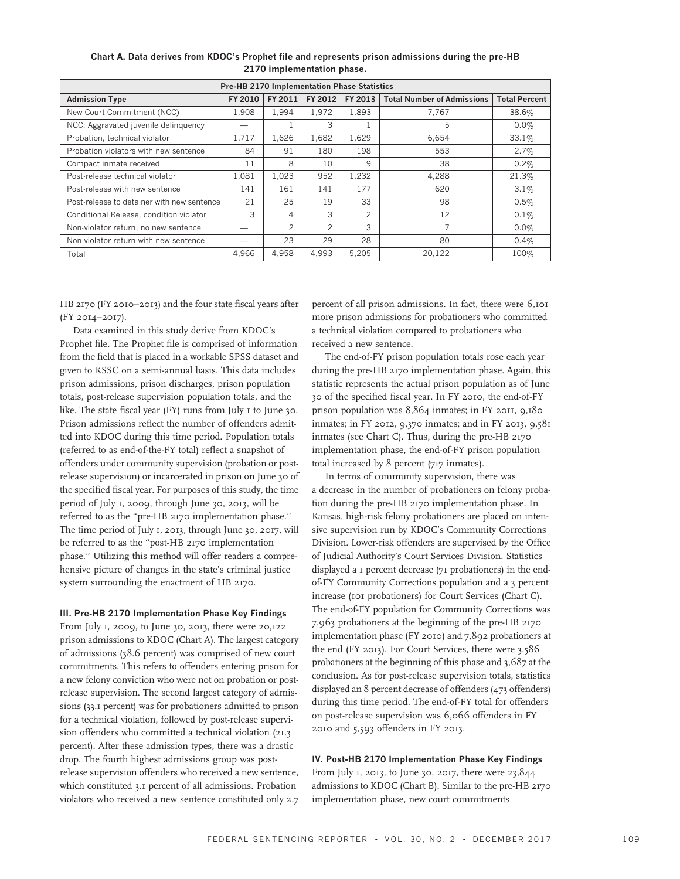**Chart A. Data derives from KDOC's Prophet file and represents prison admissions during the pre-HB 2170 implementation phase.**

| Pre-HB 2170 Implementation Phase Statistics | | | | | | |
|---|---|---|---|---|---|---|
| **Admission Type** | **FY 2010** | **FY 2011** | **FY 2012** | **FY 2013** | **Total Number of Admissions** | **Total Percent** |
| New Court Commitment (NCC) | 1,908 | 1,994 | 1,972 | 1,893 | 7,767 | 38.6% |
| NCC: Aggravated juvenile delinquency | — | 1 | 3 | 1 | 5 | 0.0% |
| Probation, technical violator | 1,717 | 1,626 | 1,682 | 1,629 | 6,654 | 33.1% |
| Probation violators with new sentence | 84 | 91 | 180 | 198 | 553 | 2.7% |
| Compact inmate received | 11 | 8 | 10 | 9 | 38 | 0.2% |
| Post-release technical violator | 1,081 | 1,023 | 952 | 1,232 | 4,288 | 21.3% |
| Post-release with new sentence | 141 | 161 | 141 | 177 | 620 | 3.1% |
| Post-release to detainer with new sentence | 21 | 25 | 19 | 33 | 98 | 0.5% |
| Conditional Release, condition violator | 3 | 4 | 3 | 2 | 12 | 0.1% |
| Non-violator return, no new sentence | — | 2 | 2 | 3 | 7 | 0.0% |
| Non-violator return with new sentence | — | 23 | 29 | 28 | 80 | 0.4% |
| Total | 4,966 | 4,958 | 4,993 | 5,205 | 20,122 | 100% |

HB 2170 (FY 2010–2013) and the four state fiscal years after (FY 2014–2017).

Data examined in this study derive from KDOC's Prophet file. The Prophet file is comprised of information from the field that is placed in a workable SPSS dataset and given to KSSC on a semi-annual basis. This data includes prison admissions, prison discharges, prison population totals, post-release supervision population totals, and the like. The state fiscal year (FY) runs from July 1 to June 30. Prison admissions reflect the number of offenders admitted into KDOC during this time period. Population totals (referred to as end-of-the-FY total) reflect a snapshot of offenders under community supervision (probation or post-release supervision) or incarcerated in prison on June 30 of the specified fiscal year. For purposes of this study, the time period of July 1, 2009, through June 30, 2013, will be referred to as the "pre-HB 2170 implementation phase." The time period of July 1, 2013, through June 30, 2017, will be referred to as the "post-HB 2170 implementation phase." Utilizing this method will offer readers a comprehensive picture of changes in the state's criminal justice system surrounding the enactment of HB 2170.

### III. Pre-HB 2170 Implementation Phase Key Findings

From July 1, 2009, to June 30, 2013, there were 20,122 prison admissions to KDOC (Chart A). The largest category of admissions (38.6 percent) was comprised of new court commitments. This refers to offenders entering prison for a new felony conviction who were not on probation or post-release supervision. The second largest category of admissions (33.1 percent) was for probationers admitted to prison for a technical violation, followed by post-release supervision offenders who committed a technical violation (21.3 percent). After these admission types, there was a drastic drop. The fourth highest admissions group was post-release supervision offenders who received a new sentence, which constituted 3.1 percent of all admissions. Probation violators who received a new sentence constituted only 2.7 percent of all prison admissions. In fact, there were 6,101 more prison admissions for probationers who committed a technical violation compared to probationers who received a new sentence.

The end-of-FY prison population totals rose each year during the pre-HB 2170 implementation phase. Again, this statistic represents the actual prison population as of June 30 of the specified fiscal year. In FY 2010, the end-of-FY prison population was 8,864 inmates; in FY 2011, 9,180 inmates; in FY 2012, 9,370 inmates; and in FY 2013, 9,581 inmates (see Chart C). Thus, during the pre-HB 2170 implementation phase, the end-of-FY prison population total increased by 8 percent (717 inmates).

In terms of community supervision, there was a decrease in the number of probationers on felony probation during the pre-HB 2170 implementation phase. In Kansas, high-risk felony probationers are placed on intensive supervision run by KDOC's Community Corrections Division. Lower-risk offenders are supervised by the Office of Judicial Authority's Court Services Division. Statistics displayed a 1 percent decrease (71 probationers) in the end-of-FY Community Corrections population and a 3 percent increase (101 probationers) for Court Services (Chart C). The end-of-FY population for Community Corrections was 7,963 probationers at the beginning of the pre-HB 2170 implementation phase (FY 2010) and 7,892 probationers at the end (FY 2013). For Court Services, there were 3,586 probationers at the beginning of this phase and 3,687 at the conclusion. As for post-release supervision totals, statistics displayed an 8 percent decrease of offenders (473 offenders) during this time period. The end-of-FY total for offenders on post-release supervision was 6,066 offenders in FY 2010 and 5,593 offenders in FY 2013.

### IV. Post-HB 2170 Implementation Phase Key Findings

From July 1, 2013, to June 30, 2017, there were 23,844 admissions to KDOC (Chart B). Similar to the pre-HB 2170 implementation phase, new court commitments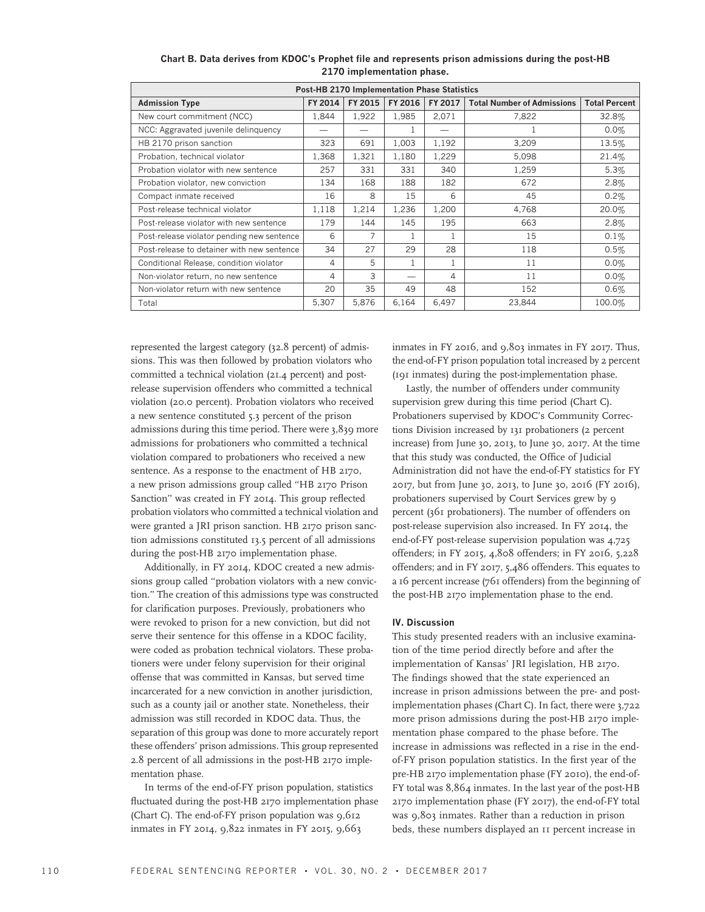**Chart B. Data derives from KDOC's Prophet file and represents prison admissions during the post-HB 2170 implementation phase.**

| Post-HB 2170 Implementation Phase Statistics | | | | | | |
|---|---|---|---|---|---|---|
| **Admission Type** | **FY 2014** | **FY 2015** | **FY 2016** | **FY 2017** | **Total Number of Admissions** | **Total Percent** |
| New court commitment (NCC) | 1,844 | 1,922 | 1,985 | 2,071 | 7,822 | 32.8% |
| NCC: Aggravated juvenile delinquency | — | — | 1 | — | 1 | 0.0% |
| HB 2170 prison sanction | 323 | 691 | 1,003 | 1,192 | 3,209 | 13.5% |
| Probation, technical violator | 1,368 | 1,321 | 1,180 | 1,229 | 5,098 | 21.4% |
| Probation violator with new sentence | 257 | 331 | 331 | 340 | 1,259 | 5.3% |
| Probation violator, new conviction | 134 | 168 | 188 | 182 | 672 | 2.8% |
| Compact inmate received | 16 | 8 | 15 | 6 | 45 | 0.2% |
| Post-release technical violator | 1,118 | 1,214 | 1,236 | 1,200 | 4,768 | 20.0% |
| Post-release violator with new sentence | 179 | 144 | 145 | 195 | 663 | 2.8% |
| Post-release violator pending new sentence | 6 | 7 | 1 | 1 | 15 | 0.1% |
| Post-release to detainer with new sentence | 34 | 27 | 29 | 28 | 118 | 0.5% |
| Conditional Release, condition violator | 4 | 5 | 1 | 1 | 11 | 0.0% |
| Non-violator return, no new sentence | 4 | 3 | — | 4 | 11 | 0.0% |
| Non-violator return with new sentence | 20 | 35 | 49 | 48 | 152 | 0.6% |
| Total | 5,307 | 5,876 | 6,164 | 6,497 | 23,844 | 100.0% |

represented the largest category (32.8 percent) of admissions. This was then followed by probation violators who committed a technical violation (21.4 percent) and post-release supervision offenders who committed a technical violation (20.0 percent). Probation violators who received a new sentence constituted 5.3 percent of the prison admissions during this time period. There were 3,839 more admissions for probationers who committed a technical violation compared to probationers who received a new sentence. As a response to the enactment of HB 2170, a new prison admissions group called "HB 2170 Prison Sanction" was created in FY 2014. This group reflected probation violators who committed a technical violation and were granted a JRI prison sanction. HB 2170 prison sanction admissions constituted 13.5 percent of all admissions during the post-HB 2170 implementation phase.

Additionally, in FY 2014, KDOC created a new admissions group called "probation violators with a new conviction." The creation of this admissions type was constructed for clarification purposes. Previously, probationers who were revoked to prison for a new conviction, but did not serve their sentence for this offense in a KDOC facility, were coded as probation technical violators. These probationers were under felony supervision for their original offense that was committed in Kansas, but served time incarcerated for a new conviction in another jurisdiction, such as a county jail or another state. Nonetheless, their admission was still recorded in KDOC data. Thus, the separation of this group was done to more accurately report these offenders' prison admissions. This group represented 2.8 percent of all admissions in the post-HB 2170 implementation phase.

In terms of the end-of-FY prison population, statistics fluctuated during the post-HB 2170 implementation phase (Chart C). The end-of-FY prison population was 9,612 inmates in FY 2014, 9,822 inmates in FY 2015, 9,663 inmates in FY 2016, and 9,803 inmates in FY 2017. Thus, the end-of-FY prison population total increased by 2 percent (191 inmates) during the post-implementation phase.

Lastly, the number of offenders under community supervision grew during this time period (Chart C). Probationers supervised by KDOC's Community Corrections Division increased by 131 probationers (2 percent increase) from June 30, 2013, to June 30, 2017. At the time that this study was conducted, the Office of Judicial Administration did not have the end-of-FY statistics for FY 2017, but from June 30, 2013, to June 30, 2016 (FY 2016), probationers supervised by Court Services grew by 9 percent (361 probationers). The number of offenders on post-release supervision also increased. In FY 2014, the end-of-FY post-release supervision population was 4,725 offenders; in FY 2015, 4,808 offenders; in FY 2016, 5,228 offenders; and in FY 2017, 5,486 offenders. This equates to a 16 percent increase (761 offenders) from the beginning of the post-HB 2170 implementation phase to the end.

#### IV. Discussion

This study presented readers with an inclusive examination of the time period directly before and after the implementation of Kansas' JRI legislation, HB 2170. The findings showed that the state experienced an increase in prison admissions between the pre- and post-implementation phases (Chart C). In fact, there were 3,722 more prison admissions during the post-HB 2170 implementation phase compared to the phase before. The increase in admissions was reflected in a rise in the end-of-FY prison population statistics. In the first year of the pre-HB 2170 implementation phase (FY 2010), the end-of-FY total was 8,864 inmates. In the last year of the post-HB 2170 implementation phase (FY 2017), the end-of-FY total was 9,803 inmates. Rather than a reduction in prison beds, these numbers displayed an 11 percent increase in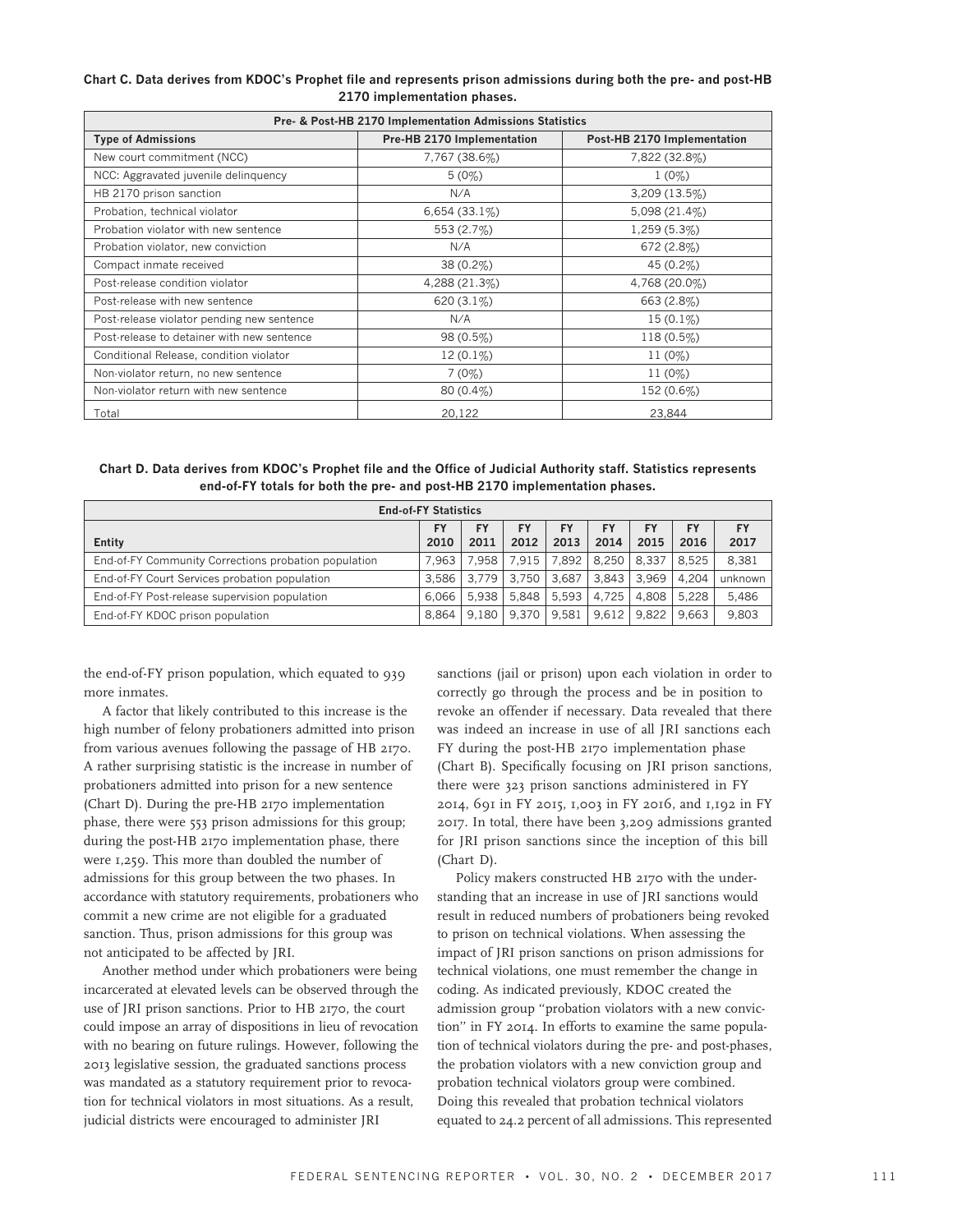**Chart C. Data derives from KDOC's Prophet file and represents prison admissions during both the pre- and post-HB 2170 implementation phases.**

| Pre- & Post-HB 2170 Implementation Admissions Statistics | | |
|---|---|---|
| **Type of Admissions** | **Pre-HB 2170 Implementation** | **Post-HB 2170 Implementation** |
| New court commitment (NCC) | 7,767 (38.6%) | 7,822 (32.8%) |
| NCC: Aggravated juvenile delinquency | 5 (0%) | 1 (0%) |
| HB 2170 prison sanction | N/A | 3,209 (13.5%) |
| Probation, technical violator | 6,654 (33.1%) | 5,098 (21.4%) |
| Probation violator with new sentence | 553 (2.7%) | 1,259 (5.3%) |
| Probation violator, new conviction | N/A | 672 (2.8%) |
| Compact inmate received | 38 (0.2%) | 45 (0.2%) |
| Post-release condition violator | 4,288 (21.3%) | 4,768 (20.0%) |
| Post-release with new sentence | 620 (3.1%) | 663 (2.8%) |
| Post-release violator pending new sentence | N/A | 15 (0.1%) |
| Post-release to detainer with new sentence | 98 (0.5%) | 118 (0.5%) |
| Conditional Release, condition violator | 12 (0.1%) | 11 (0%) |
| Non-violator return, no new sentence | 7 (0%) | 11 (0%) |
| Non-violator return with new sentence | 80 (0.4%) | 152 (0.6%) |
| Total | 20,122 | 23,844 |

**Chart D. Data derives from KDOC's Prophet file and the Office of Judicial Authority staff. Statistics represents end-of-FY totals for both the pre- and post-HB 2170 implementation phases.**

| End-of-FY Statistics | | | | | | | | |
|---|---|---|---|---|---|---|---|---|
| **Entity** | **FY 2010** | **FY 2011** | **FY 2012** | **FY 2013** | **FY 2014** | **FY 2015** | **FY 2016** | **FY 2017** |
| End-of-FY Community Corrections probation population | 7,963 | 7,958 | 7,915 | 7,892 | 8,250 | 8,337 | 8,525 | 8,381 |
| End-of-FY Court Services probation population | 3,586 | 3,779 | 3,750 | 3,687 | 3,843 | 3,969 | 4,204 | unknown |
| End-of-FY Post-release supervision population | 6,066 | 5,938 | 5,848 | 5,593 | 4,725 | 4,808 | 5,228 | 5,486 |
| End-of-FY KDOC prison population | 8,864 | 9,180 | 9,370 | 9,581 | 9,612 | 9,822 | 9,663 | 9,803 |

the end-of-FY prison population, which equated to 939 more inmates.

A factor that likely contributed to this increase is the high number of felony probationers admitted into prison from various avenues following the passage of HB 2170. A rather surprising statistic is the increase in number of probationers admitted into prison for a new sentence (Chart D). During the pre-HB 2170 implementation phase, there were 553 prison admissions for this group; during the post-HB 2170 implementation phase, there were 1,259. This more than doubled the number of admissions for this group between the two phases. In accordance with statutory requirements, probationers who commit a new crime are not eligible for a graduated sanction. Thus, prison admissions for this group was not anticipated to be affected by JRI.

Another method under which probationers were being incarcerated at elevated levels can be observed through the use of JRI prison sanctions. Prior to HB 2170, the court could impose an array of dispositions in lieu of revocation with no bearing on future rulings. However, following the 2013 legislative session, the graduated sanctions process was mandated as a statutory requirement prior to revocation for technical violators in most situations. As a result, judicial districts were encouraged to administer JRI sanctions (jail or prison) upon each violation in order to correctly go through the process and be in position to revoke an offender if necessary. Data revealed that there was indeed an increase in use of all JRI sanctions each FY during the post-HB 2170 implementation phase (Chart B). Specifically focusing on JRI prison sanctions, there were 323 prison sanctions administered in FY 2014, 691 in FY 2015, 1,003 in FY 2016, and 1,192 in FY 2017. In total, there have been 3,209 admissions granted for JRI prison sanctions since the inception of this bill (Chart D).

Policy makers constructed HB 2170 with the understanding that an increase in use of JRI sanctions would result in reduced numbers of probationers being revoked to prison on technical violations. When assessing the impact of JRI prison sanctions on prison admissions for technical violations, one must remember the change in coding. As indicated previously, KDOC created the admission group "probation violators with a new conviction" in FY 2014. In efforts to examine the same population of technical violators during the pre- and post-phases, the probation violators with a new conviction group and probation technical violators group were combined. Doing this revealed that probation technical violators equated to 24.2 percent of all admissions. This represented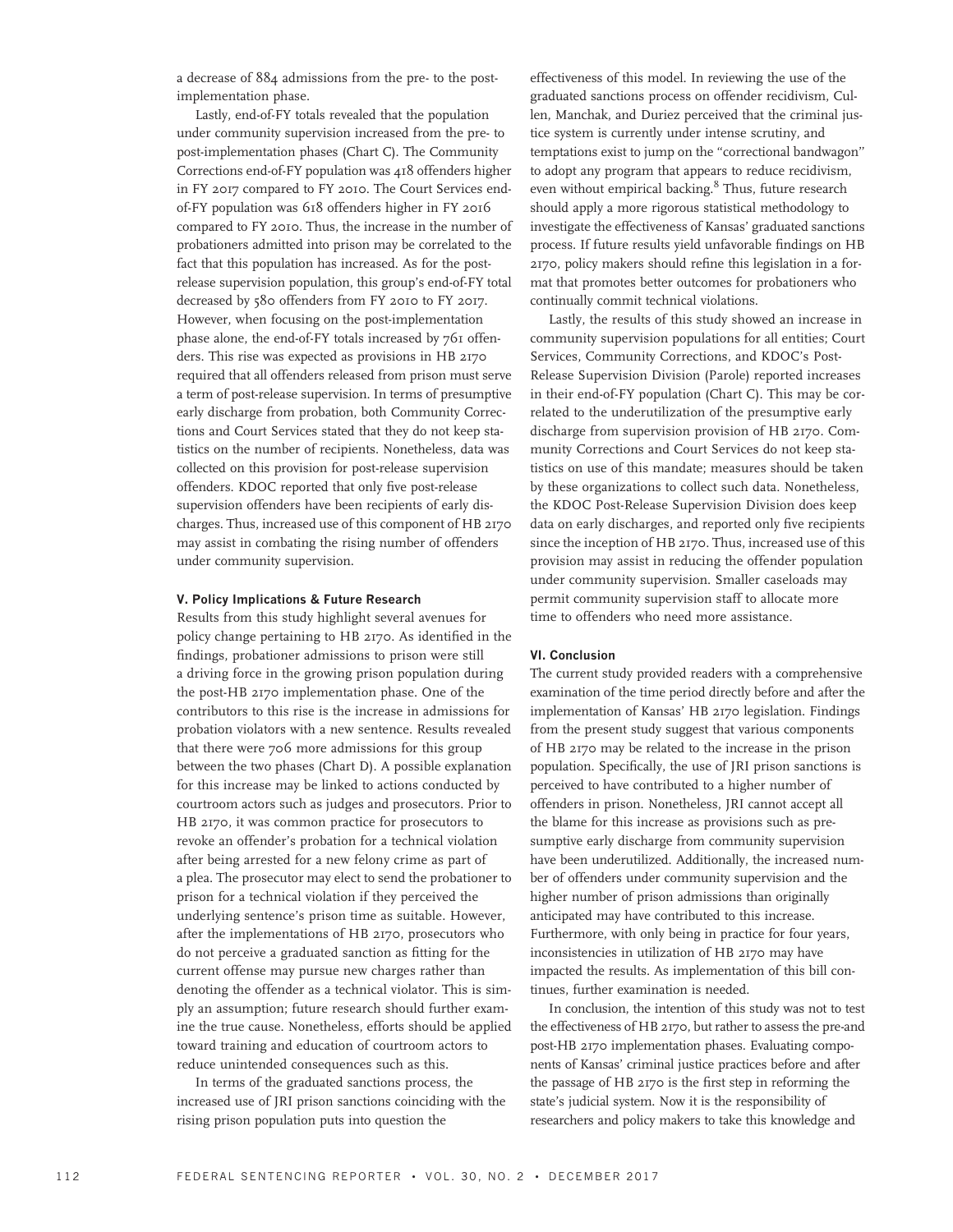a decrease of 884 admissions from the pre- to the post-implementation phase.

Lastly, end-of-FY totals revealed that the population under community supervision increased from the pre- to post-implementation phases (Chart C). The Community Corrections end-of-FY population was 418 offenders higher in FY 2017 compared to FY 2010. The Court Services end-of-FY population was 618 offenders higher in FY 2016 compared to FY 2010. Thus, the increase in the number of probationers admitted into prison may be correlated to the fact that this population has increased. As for the post-release supervision population, this group's end-of-FY total decreased by 580 offenders from FY 2010 to FY 2017. However, when focusing on the post-implementation phase alone, the end-of-FY totals increased by 761 offenders. This rise was expected as provisions in HB 2170 required that all offenders released from prison must serve a term of post-release supervision. In terms of presumptive early discharge from probation, both Community Corrections and Court Services stated that they do not keep statistics on the number of recipients. Nonetheless, data was collected on this provision for post-release supervision offenders. KDOC reported that only five post-release supervision offenders have been recipients of early discharges. Thus, increased use of this component of HB 2170 may assist in combating the rising number of offenders under community supervision.

## V. Policy Implications & Future Research

Results from this study highlight several avenues for policy change pertaining to HB 2170. As identified in the findings, probationer admissions to prison were still a driving force in the growing prison population during the post-HB 2170 implementation phase. One of the contributors to this rise is the increase in admissions for probation violators with a new sentence. Results revealed that there were 706 more admissions for this group between the two phases (Chart D). A possible explanation for this increase may be linked to actions conducted by courtroom actors such as judges and prosecutors. Prior to HB 2170, it was common practice for prosecutors to revoke an offender's probation for a technical violation after being arrested for a new felony crime as part of a plea. The prosecutor may elect to send the probationer to prison for a technical violation if they perceived the underlying sentence's prison time as suitable. However, after the implementations of HB 2170, prosecutors who do not perceive a graduated sanction as fitting for the current offense may pursue new charges rather than denoting the offender as a technical violator. This is simply an assumption; future research should further examine the true cause. Nonetheless, efforts should be applied toward training and education of courtroom actors to reduce unintended consequences such as this.

In terms of the graduated sanctions process, the increased use of JRI prison sanctions coinciding with the rising prison population puts into question the effectiveness of this model. In reviewing the use of the graduated sanctions process on offender recidivism, Cullen, Manchak, and Duriez perceived that the criminal justice system is currently under intense scrutiny, and temptations exist to jump on the "correctional bandwagon" to adopt any program that appears to reduce recidivism, even without empirical backing.[8] Thus, future research should apply a more rigorous statistical methodology to investigate the effectiveness of Kansas' graduated sanctions process. If future results yield unfavorable findings on HB 2170, policy makers should refine this legislation in a format that promotes better outcomes for probationers who continually commit technical violations.

Lastly, the results of this study showed an increase in community supervision populations for all entities; Court Services, Community Corrections, and KDOC's Post-Release Supervision Division (Parole) reported increases in their end-of-FY population (Chart C). This may be correlated to the underutilization of the presumptive early discharge from supervision provision of HB 2170. Community Corrections and Court Services do not keep statistics on use of this mandate; measures should be taken by these organizations to collect such data. Nonetheless, the KDOC Post-Release Supervision Division does keep data on early discharges, and reported only five recipients since the inception of HB 2170. Thus, increased use of this provision may assist in reducing the offender population under community supervision. Smaller caseloads may permit community supervision staff to allocate more time to offenders who need more assistance.

## VI. Conclusion

The current study provided readers with a comprehensive examination of the time period directly before and after the implementation of Kansas' HB 2170 legislation. Findings from the present study suggest that various components of HB 2170 may be related to the increase in the prison population. Specifically, the use of JRI prison sanctions is perceived to have contributed to a higher number of offenders in prison. Nonetheless, JRI cannot accept all the blame for this increase as provisions such as presumptive early discharge from community supervision have been underutilized. Additionally, the increased number of offenders under community supervision and the higher number of prison admissions than originally anticipated may have contributed to this increase. Furthermore, with only being in practice for four years, inconsistencies in utilization of HB 2170 may have impacted the results. As implementation of this bill continues, further examination is needed.

In conclusion, the intention of this study was not to test the effectiveness of HB 2170, but rather to assess the pre-and post-HB 2170 implementation phases. Evaluating components of Kansas' criminal justice practices before and after the passage of HB 2170 is the first step in reforming the state's judicial system. Now it is the responsibility of researchers and policy makers to take this knowledge and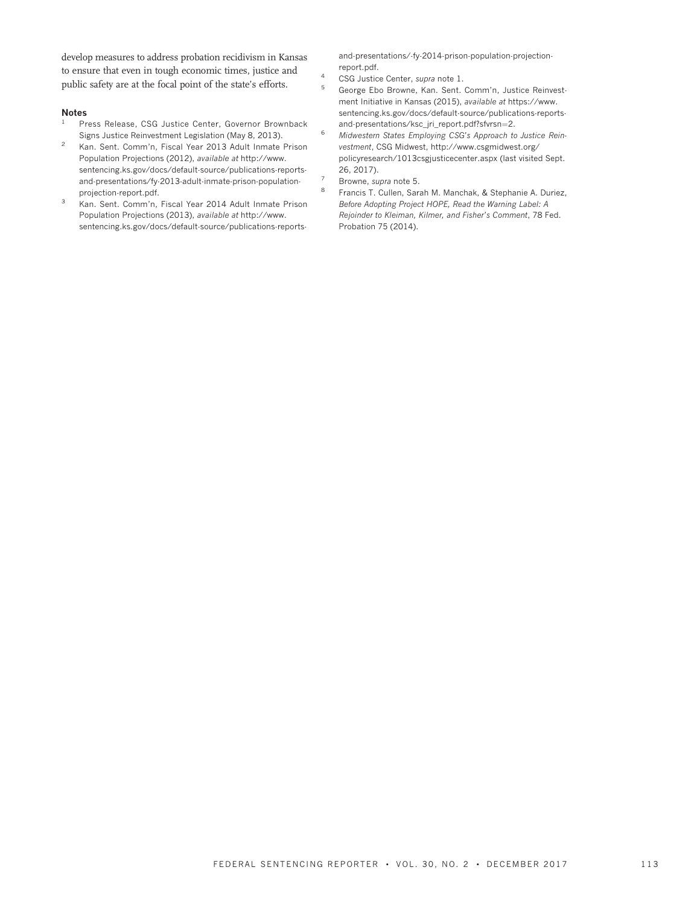develop measures to address probation recidivism in Kansas to ensure that even in tough economic times, justice and public safety are at the focal point of the state's efforts.

## Notes

1. Press Release, CSG Justice Center, Governor Brownback Signs Justice Reinvestment Legislation (May 8, 2013).
2. Kan. Sent. Comm'n, Fiscal Year 2013 Adult Inmate Prison Population Projections (2012), *available at* http://www.sentencing.ks.gov/docs/default-source/publications-reports-and-presentations/fy-2013-adult-inmate-prison-population-projection-report.pdf.
3. Kan. Sent. Comm'n, Fiscal Year 2014 Adult Inmate Prison Population Projections (2013), *available at* http://www.sentencing.ks.gov/docs/default-source/publications-reports-and-presentations/-fy-2014-prison-population-projection-report.pdf.
4. CSG Justice Center, *supra* note 1.
5. George Ebo Browne, Kan. Sent. Comm'n, Justice Reinvestment Initiative in Kansas (2015), *available at* https://www.sentencing.ks.gov/docs/default-source/publications-reports-and-presentations/ksc_jri_report.pdf?sfvrsn=2.
6. *Midwestern States Employing CSG's Approach to Justice Reinvestment*, CSG Midwest, http://www.csgmidwest.org/policyresearch/1013csgjusticecenter.aspx (last visited Sept. 26, 2017).
7. Browne, *supra* note 5.
8. Francis T. Cullen, Sarah M. Manchak, & Stephanie A. Duriez, *Before Adopting Project HOPE, Read the Warning Label: A Rejoinder to Kleiman, Kilmer, and Fisher's Comment*, 78 Fed. Probation 75 (2014).